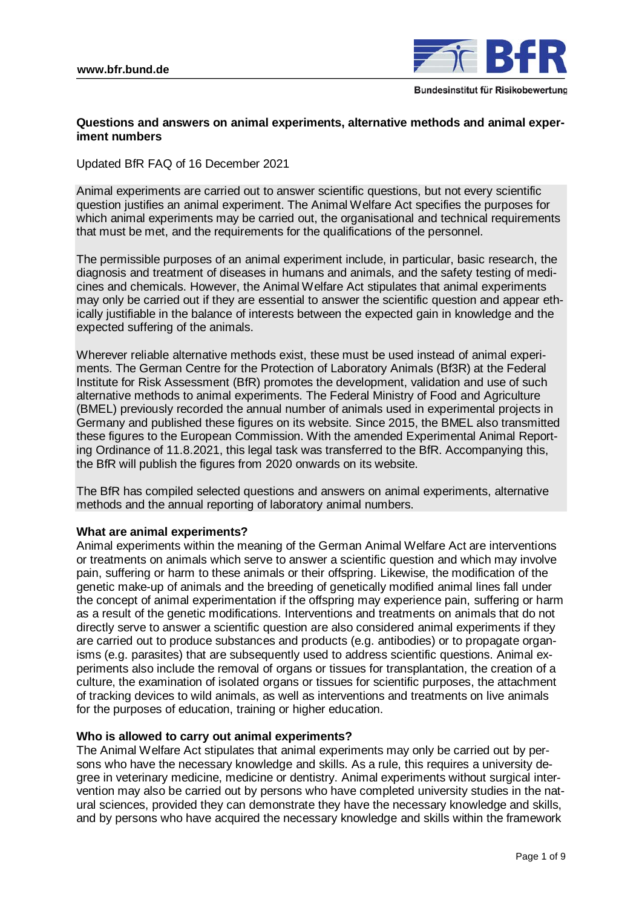**Questions and answers on animal experiments, alternative methods and animal experiment numbers**

Updated BfR FAQ of 16 December 2021

Animal experiments are carried out to answer scientific questions, but not every scientific question justifies an animal experiment. The Animal Welfare Act specifies the purposes for which animal experiments may be carried out, the organisational and technical requirements that must be met, and the requirements for the qualifications of the personnel.

The permissible purposes of an animal experiment include, in particular, basic research, the diagnosis and treatment of diseases in humans and animals, and the safety testing of medicines and chemicals. However, the Animal Welfare Act stipulates that animal experiments may only be carried out if they are essential to answer the scientific question and appear ethically justifiable in the balance of interests between the expected gain in knowledge and the expected suffering of the animals.

Wherever reliable alternative methods exist, these must be used instead of animal experiments. The German Centre for the Protection of Laboratory Animals (Bf3R) at the Federal Institute for Risk Assessment (BfR) promotes the development, validation and use of such alternative methods to animal experiments. The Federal Ministry of Food and Agriculture (BMEL) previously recorded the annual number of animals used in experimental projects in Germany and published these figures on its website. Since 2015, the BMEL also transmitted these figures to the European Commission. With the amended Experimental Animal Reporting Ordinance of 11.8.2021, this legal task was transferred to the BfR. Accompanying this, the BfR will publish the figures from 2020 onwards on its website.

The BfR has compiled selected questions and answers on animal experiments, alternative methods and the annual reporting of laboratory animal numbers.

**What are animal experiments?**

Animal experiments within the meaning of the German Animal Welfare Act are interventions or treatments on animals which serve to answer a scientific question and which may involve pain, suffering or harm to these animals or their offspring. Likewise, the modification of the genetic make-up of animals and the breeding of genetically modified animal lines fall under the concept of animal experimentation if the offspring may experience pain, suffering or harm as a result of the genetic modifications. Interventions and treatments on animals that do not directly serve to answer a scientific question are also considered animal experiments if they are carried out to produce substances and products (e.g. antibodies) or to propagate organisms (e.g. parasites) that are subsequently used to address scientific questions. Animal experiments also include the removal of organs or tissues for transplantation, the creation of a culture, the examination of isolated organs or tissues for scientific purposes, the attachment of tracking devices to wild animals, as well as interventions and treatments on live animals for the purposes of education, training or higher education.

**Who is allowed to carry out animal experiments?**

The Animal Welfare Act stipulates that animal experiments may only be carried out by persons who have the necessary knowledge and skills. As a rule, this requires a university degree in veterinary medicine, medicine or dentistry. Animal experiments without surgical intervention may also be carried out by persons who have completed university studies in the natural sciences, provided they can demonstrate they have the necessary knowledge and skills, and by persons who have acquired the necessary knowledge and skills within the framework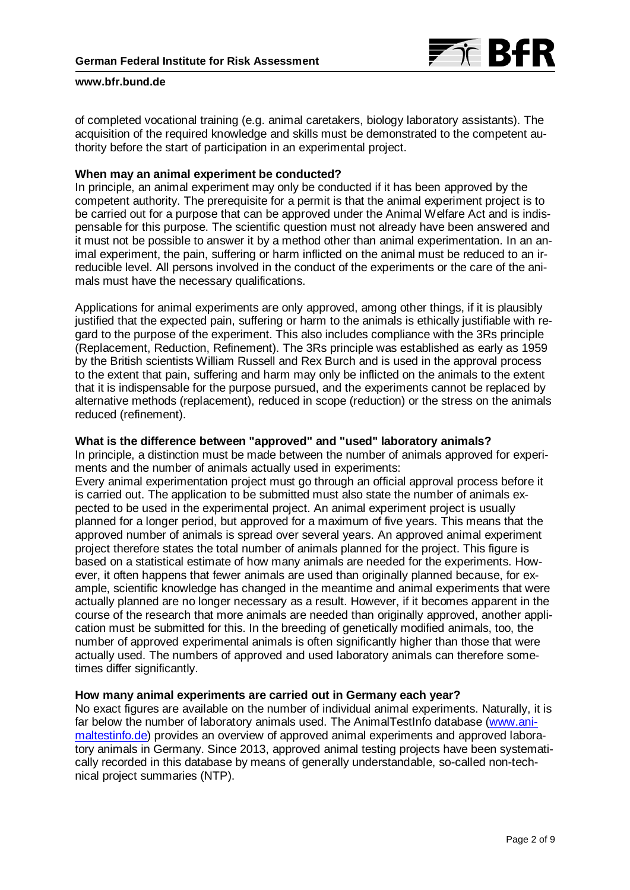of completed vocational training (e.g. animal caretakers, biology laboratory assistants). The acquisition of the required knowledge and skills must be demonstrated to the competent authority before the start of participation in an experimental project.

**When may an animal experiment be conducted?**

In principle, an animal experiment may only be conducted if it has been approved by the competent authority. The prerequisite for a permit is that the animal experiment project is to be carried out for a purpose that can be approved under the Animal Welfare Act and is indispensable for this purpose. The scientific question must not already have been answered and it must not be possible to answer it by a method other than animal experimentation. In an animal experiment, the pain, suffering or harm inflicted on the animal must be reduced to an irreducible level. All persons involved in the conduct of the experiments or the care of the animals must have the necessary qualifications.

Applications for animal experiments are only approved, among other things, if it is plausibly justified that the expected pain, suffering or harm to the animals is ethically justifiable with regard to the purpose of the experiment. This also includes compliance with the 3Rs principle (Replacement, Reduction, Refinement). The 3Rs principle was established as early as 1959 by the British scientists William Russell and Rex Burch and is used in the approval process to the extent that pain, suffering and harm may only be inflicted on the animals to the extent that it is indispensable for the purpose pursued, and the experiments cannot be replaced by alternative methods (replacement), reduced in scope (reduction) or the stress on the animals reduced (refinement).

**What is the difference between "approved" and "used" laboratory animals?**

In principle, a distinction must be made between the number of animals approved for experiments and the number of animals actually used in experiments:

Every animal experimentation project must go through an official approval process before it is carried out. The application to be submitted must also state the number of animals expected to be used in the experimental project. An animal experiment project is usually planned for a longer period, but approved for a maximum of five years. This means that the approved number of animals is spread over several years. An approved animal experiment project therefore states the total number of animals planned for the project. This figure is based on a statistical estimate of how many animals are needed for the experiments. However, it often happens that fewer animals are used than originally planned because, for example, scientific knowledge has changed in the meantime and animal experiments that were actually planned are no longer necessary as a result. However, if it becomes apparent in the course of the research that more animals are needed than originally approved, another application must be submitted for this. In the breeding of genetically modified animals, too, the number of approved experimental animals is often significantly higher than those that were actually used. The numbers of approved and used laboratory animals can therefore sometimes differ significantly.

**How many animal experiments are carried out in Germany each year?**

No exact figures are available on the number of individual animal experiments. Naturally, it is far below the number of laboratory animals used. The AnimalTestInfo database (www.animaltestinfo.de) provides an overview of approved animal experiments and approved laboratory animals in Germany. Since 2013, approved animal testing projects have been systematically recorded in this database by means of generally understandable, so-called non-technical project summaries (NTP).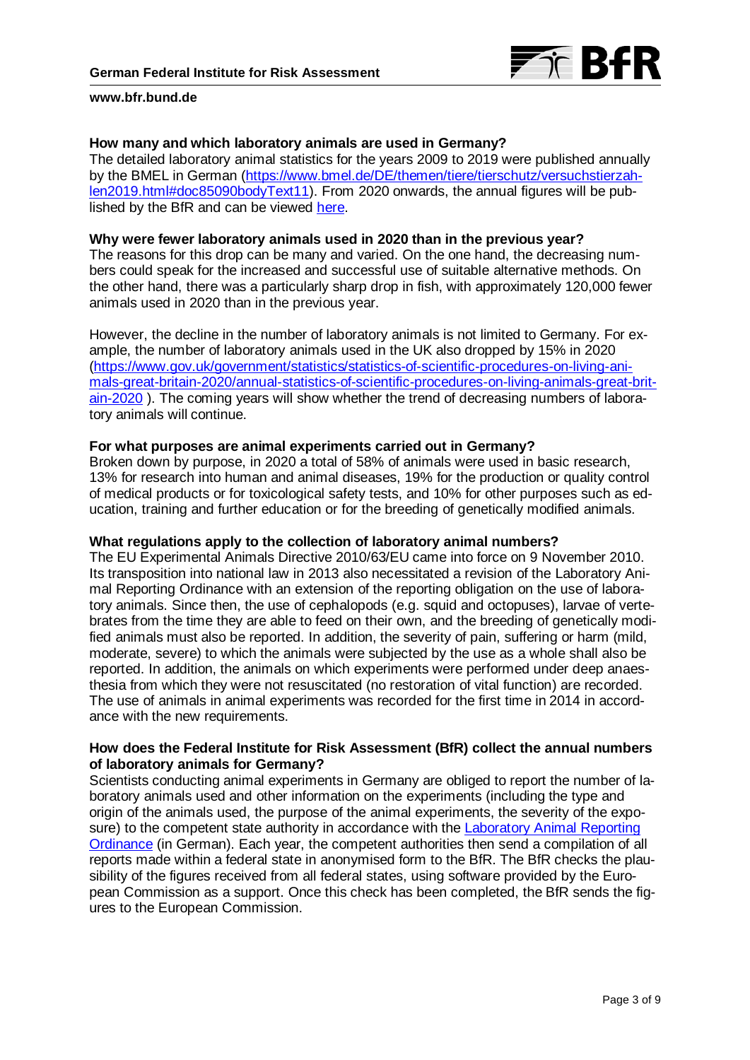### How many and which laboratory animals are used in Germany?

The detailed laboratory animal statistics for the years 2009 to 2019 were published annually by the BMEL in German (https://www.bmel.de/DE/themen/tiere/tierschutz/versuchstierzahlen2019.html#doc85090bodyText11). From 2020 onwards, the annual figures will be published by the BfR and can be viewed here.

### Why were fewer laboratory animals used in 2020 than in the previous year?

The reasons for this drop can be many and varied. On the one hand, the decreasing numbers could speak for the increased and successful use of suitable alternative methods. On the other hand, there was a particularly sharp drop in fish, with approximately 120,000 fewer animals used in 2020 than in the previous year.

However, the decline in the number of laboratory animals is not limited to Germany. For example, the number of laboratory animals used in the UK also dropped by 15% in 2020 (https://www.gov.uk/government/statistics/statistics-of-scientific-procedures-on-living-animals-great-britain-2020/annual-statistics-of-scientific-procedures-on-living-animals-great-britain-2020 ). The coming years will show whether the trend of decreasing numbers of laboratory animals will continue.

### For what purposes are animal experiments carried out in Germany?

Broken down by purpose, in 2020 a total of 58% of animals were used in basic research, 13% for research into human and animal diseases, 19% for the production or quality control of medical products or for toxicological safety tests, and 10% for other purposes such as education, training and further education or for the breeding of genetically modified animals.

### What regulations apply to the collection of laboratory animal numbers?

The EU Experimental Animals Directive 2010/63/EU came into force on 9 November 2010. Its transposition into national law in 2013 also necessitated a revision of the Laboratory Animal Reporting Ordinance with an extension of the reporting obligation on the use of laboratory animals. Since then, the use of cephalopods (e.g. squid and octopuses), larvae of vertebrates from the time they are able to feed on their own, and the breeding of genetically modified animals must also be reported. In addition, the severity of pain, suffering or harm (mild, moderate, severe) to which the animals were subjected by the use as a whole shall also be reported. In addition, the animals on which experiments were performed under deep anaesthesia from which they were not resuscitated (no restoration of vital function) are recorded. The use of animals in animal experiments was recorded for the first time in 2014 in accordance with the new requirements.

### How does the Federal Institute for Risk Assessment (BfR) collect the annual numbers of laboratory animals for Germany?

Scientists conducting animal experiments in Germany are obliged to report the number of laboratory animals used and other information on the experiments (including the type and origin of the animals used, the purpose of the animal experiments, the severity of the exposure) to the competent state authority in accordance with the Laboratory Animal Reporting Ordinance (in German). Each year, the competent authorities then send a compilation of all reports made within a federal state in anonymised form to the BfR. The BfR checks the plausibility of the figures received from all federal states, using software provided by the European Commission as a support. Once this check has been completed, the BfR sends the figures to the European Commission.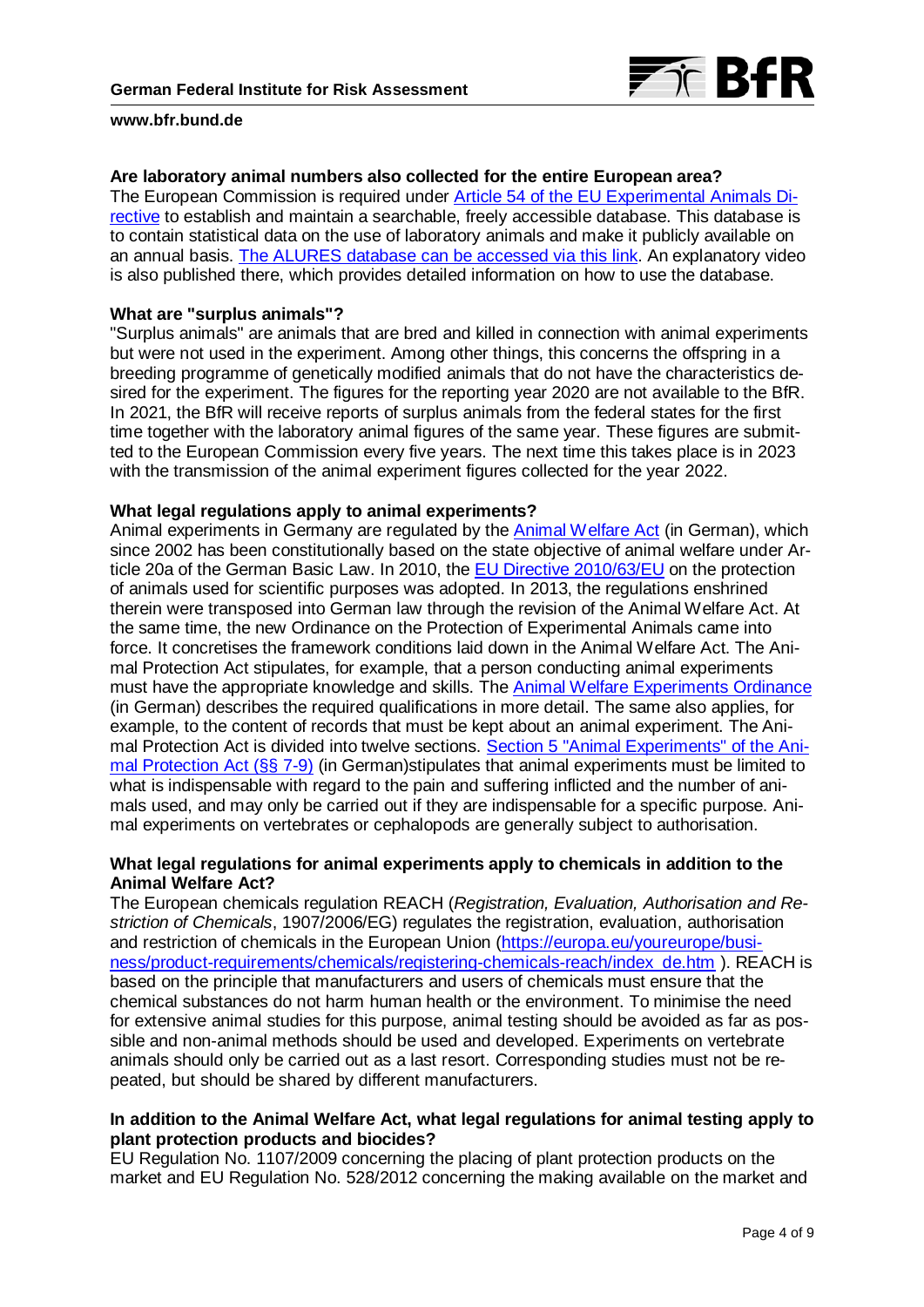**Are laboratory animal numbers also collected for the entire European area?**

The European Commission is required under [Article 54 of the EU Experimental Animals Directive](#) to establish and maintain a searchable, freely accessible database. This database is to contain statistical data on the use of laboratory animals and make it publicly available on an annual basis. [The ALURES database can be accessed via this link](#). An explanatory video is also published there, which provides detailed information on how to use the database.

**What are "surplus animals"?**

"Surplus animals" are animals that are bred and killed in connection with animal experiments but were not used in the experiment. Among other things, this concerns the offspring in a breeding programme of genetically modified animals that do not have the characteristics desired for the experiment. The figures for the reporting year 2020 are not available to the BfR. In 2021, the BfR will receive reports of surplus animals from the federal states for the first time together with the laboratory animal figures of the same year. These figures are submitted to the European Commission every five years. The next time this takes place is in 2023 with the transmission of the animal experiment figures collected for the year 2022.

**What legal regulations apply to animal experiments?**

Animal experiments in Germany are regulated by the [Animal Welfare Act](#) (in German), which since 2002 has been constitutionally based on the state objective of animal welfare under Article 20a of the German Basic Law. In 2010, the [EU Directive 2010/63/EU](#) on the protection of animals used for scientific purposes was adopted. In 2013, the regulations enshrined therein were transposed into German law through the revision of the Animal Welfare Act. At the same time, the new Ordinance on the Protection of Experimental Animals came into force. It concretises the framework conditions laid down in the Animal Welfare Act. The Animal Protection Act stipulates, for example, that a person conducting animal experiments must have the appropriate knowledge and skills. The [Animal Welfare Experiments Ordinance](#) (in German) describes the required qualifications in more detail. The same also applies, for example, to the content of records that must be kept about an animal experiment. The Animal Protection Act is divided into twelve sections. [Section 5 "Animal Experiments" of the Animal Protection Act (§§ 7-9)](#) (in German)stipulates that animal experiments must be limited to what is indispensable with regard to the pain and suffering inflicted and the number of animals used, and may only be carried out if they are indispensable for a specific purpose. Animal experiments on vertebrates or cephalopods are generally subject to authorisation.

**What legal regulations for animal experiments apply to chemicals in addition to the Animal Welfare Act?**

The European chemicals regulation REACH (*Registration, Evaluation, Authorisation and Restriction of Chemicals*, 1907/2006/EG) regulates the registration, evaluation, authorisation and restriction of chemicals in the European Union (https://europa.eu/youreurope/business/product-requirements/chemicals/registering-chemicals-reach/index_de.htm ). REACH is based on the principle that manufacturers and users of chemicals must ensure that the chemical substances do not harm human health or the environment. To minimise the need for extensive animal studies for this purpose, animal testing should be avoided as far as possible and non-animal methods should be used and developed. Experiments on vertebrate animals should only be carried out as a last resort. Corresponding studies must not be repeated, but should be shared by different manufacturers.

**In addition to the Animal Welfare Act, what legal regulations for animal testing apply to plant protection products and biocides?**

EU Regulation No. 1107/2009 concerning the placing of plant protection products on the market and EU Regulation No. 528/2012 concerning the making available on the market and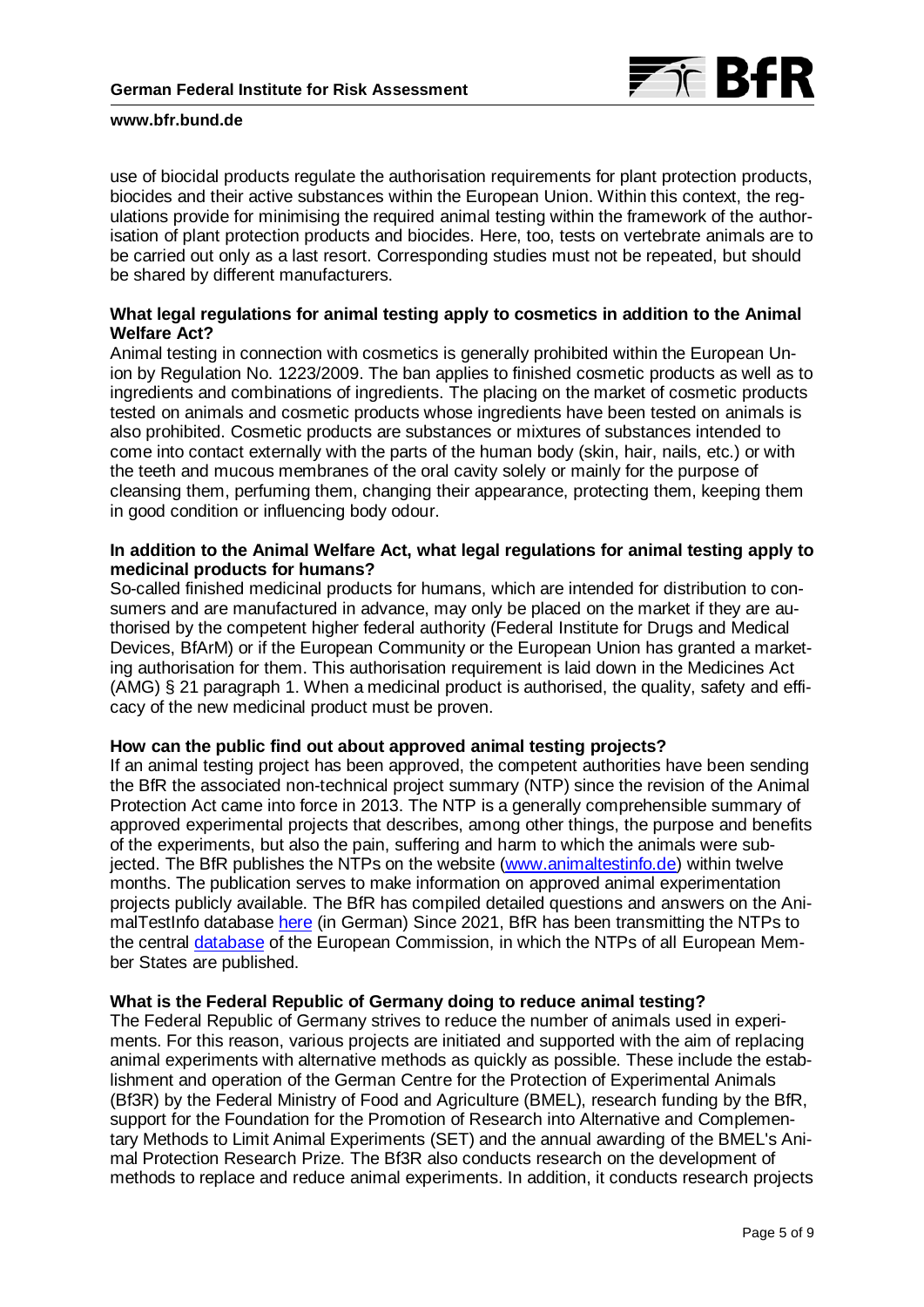use of biocidal products regulate the authorisation requirements for plant protection products, biocides and their active substances within the European Union. Within this context, the regulations provide for minimising the required animal testing within the framework of the authorisation of plant protection products and biocides. Here, too, tests on vertebrate animals are to be carried out only as a last resort. Corresponding studies must not be repeated, but should be shared by different manufacturers.

**What legal regulations for animal testing apply to cosmetics in addition to the Animal Welfare Act?**

Animal testing in connection with cosmetics is generally prohibited within the European Union by Regulation No. 1223/2009. The ban applies to finished cosmetic products as well as to ingredients and combinations of ingredients. The placing on the market of cosmetic products tested on animals and cosmetic products whose ingredients have been tested on animals is also prohibited. Cosmetic products are substances or mixtures of substances intended to come into contact externally with the parts of the human body (skin, hair, nails, etc.) or with the teeth and mucous membranes of the oral cavity solely or mainly for the purpose of cleansing them, perfuming them, changing their appearance, protecting them, keeping them in good condition or influencing body odour.

**In addition to the Animal Welfare Act, what legal regulations for animal testing apply to medicinal products for humans?**

So-called finished medicinal products for humans, which are intended for distribution to consumers and are manufactured in advance, may only be placed on the market if they are authorised by the competent higher federal authority (Federal Institute for Drugs and Medical Devices, BfArM) or if the European Community or the European Union has granted a marketing authorisation for them. This authorisation requirement is laid down in the Medicines Act (AMG) § 21 paragraph 1. When a medicinal product is authorised, the quality, safety and efficacy of the new medicinal product must be proven.

**How can the public find out about approved animal testing projects?**

If an animal testing project has been approved, the competent authorities have been sending the BfR the associated non-technical project summary (NTP) since the revision of the Animal Protection Act came into force in 2013. The NTP is a generally comprehensible summary of approved experimental projects that describes, among other things, the purpose and benefits of the experiments, but also the pain, suffering and harm to which the animals were subjected. The BfR publishes the NTPs on the website (www.animaltestinfo.de) within twelve months. The publication serves to make information on approved animal experimentation projects publicly available. The BfR has compiled detailed questions and answers on the AnimalTestInfo database here (in German) Since 2021, BfR has been transmitting the NTPs to the central database of the European Commission, in which the NTPs of all European Member States are published.

**What is the Federal Republic of Germany doing to reduce animal testing?**

The Federal Republic of Germany strives to reduce the number of animals used in experiments. For this reason, various projects are initiated and supported with the aim of replacing animal experiments with alternative methods as quickly as possible. These include the establishment and operation of the German Centre for the Protection of Experimental Animals (Bf3R) by the Federal Ministry of Food and Agriculture (BMEL), research funding by the BfR, support for the Foundation for the Promotion of Research into Alternative and Complementary Methods to Limit Animal Experiments (SET) and the annual awarding of the BMEL's Animal Protection Research Prize. The Bf3R also conducts research on the development of methods to replace and reduce animal experiments. In addition, it conducts research projects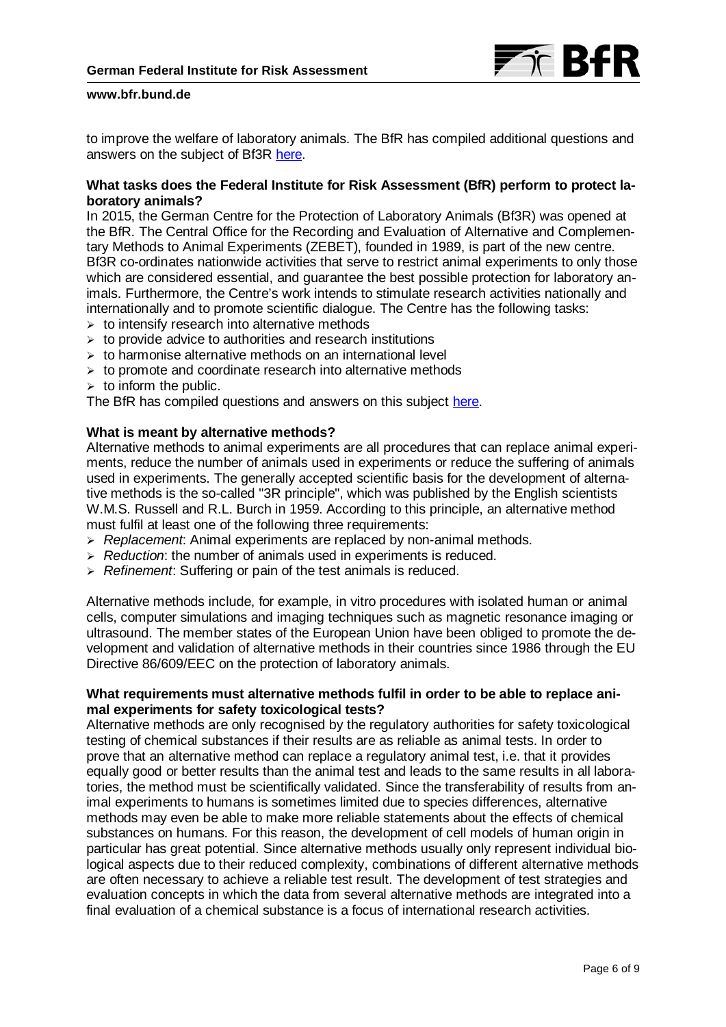to improve the welfare of laboratory animals. The BfR has compiled additional questions and answers on the subject of Bf3R here.

**What tasks does the Federal Institute for Risk Assessment (BfR) perform to protect laboratory animals?**

In 2015, the German Centre for the Protection of Laboratory Animals (Bf3R) was opened at the BfR. The Central Office for the Recording and Evaluation of Alternative and Complementary Methods to Animal Experiments (ZEBET), founded in 1989, is part of the new centre. Bf3R co-ordinates nationwide activities that serve to restrict animal experiments to only those which are considered essential, and guarantee the best possible protection for laboratory animals. Furthermore, the Centre's work intends to stimulate research activities nationally and internationally and to promote scientific dialogue. The Centre has the following tasks:

- to intensify research into alternative methods
- to provide advice to authorities and research institutions
- to harmonise alternative methods on an international level
- to promote and coordinate research into alternative methods
- to inform the public.

The BfR has compiled questions and answers on this subject here.

**What is meant by alternative methods?**

Alternative methods to animal experiments are all procedures that can replace animal experiments, reduce the number of animals used in experiments or reduce the suffering of animals used in experiments. The generally accepted scientific basis for the development of alternative methods is the so-called "3R principle", which was published by the English scientists W.M.S. Russell and R.L. Burch in 1959. According to this principle, an alternative method must fulfil at least one of the following three requirements:

- *Replacement*: Animal experiments are replaced by non-animal methods.
- *Reduction*: the number of animals used in experiments is reduced.
- *Refinement*: Suffering or pain of the test animals is reduced.

Alternative methods include, for example, in vitro procedures with isolated human or animal cells, computer simulations and imaging techniques such as magnetic resonance imaging or ultrasound. The member states of the European Union have been obliged to promote the development and validation of alternative methods in their countries since 1986 through the EU Directive 86/609/EEC on the protection of laboratory animals.

**What requirements must alternative methods fulfil in order to be able to replace animal experiments for safety toxicological tests?**

Alternative methods are only recognised by the regulatory authorities for safety toxicological testing of chemical substances if their results are as reliable as animal tests. In order to prove that an alternative method can replace a regulatory animal test, i.e. that it provides equally good or better results than the animal test and leads to the same results in all laboratories, the method must be scientifically validated. Since the transferability of results from animal experiments to humans is sometimes limited due to species differences, alternative methods may even be able to make more reliable statements about the effects of chemical substances on humans. For this reason, the development of cell models of human origin in particular has great potential. Since alternative methods usually only represent individual biological aspects due to their reduced complexity, combinations of different alternative methods are often necessary to achieve a reliable test result. The development of test strategies and evaluation concepts in which the data from several alternative methods are integrated into a final evaluation of a chemical substance is a focus of international research activities.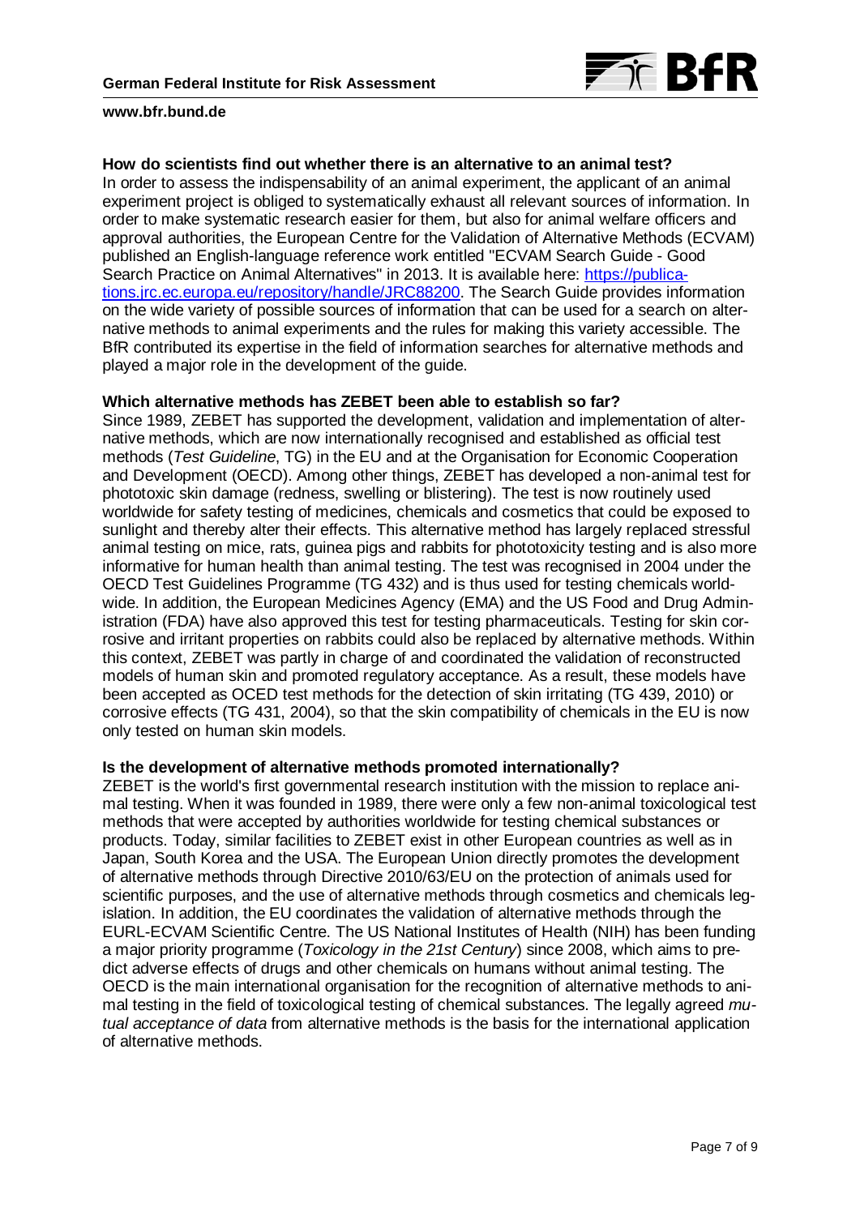### How do scientists find out whether there is an alternative to an animal test?

In order to assess the indispensability of an animal experiment, the applicant of an animal experiment project is obliged to systematically exhaust all relevant sources of information. In order to make systematic research easier for them, but also for animal welfare officers and approval authorities, the European Centre for the Validation of Alternative Methods (ECVAM) published an English-language reference work entitled "ECVAM Search Guide - Good Search Practice on Animal Alternatives" in 2013. It is available here: [https://publications.jrc.ec.europa.eu/repository/handle/JRC88200](https://publications.jrc.ec.europa.eu/repository/handle/JRC88200). The Search Guide provides information on the wide variety of possible sources of information that can be used for a search on alternative methods to animal experiments and the rules for making this variety accessible. The BfR contributed its expertise in the field of information searches for alternative methods and played a major role in the development of the guide.

### Which alternative methods has ZEBET been able to establish so far?

Since 1989, ZEBET has supported the development, validation and implementation of alternative methods, which are now internationally recognised and established as official test methods (*Test Guideline*, TG) in the EU and at the Organisation for Economic Cooperation and Development (OECD). Among other things, ZEBET has developed a non-animal test for phototoxic skin damage (redness, swelling or blistering). The test is now routinely used worldwide for safety testing of medicines, chemicals and cosmetics that could be exposed to sunlight and thereby alter their effects. This alternative method has largely replaced stressful animal testing on mice, rats, guinea pigs and rabbits for phototoxicity testing and is also more informative for human health than animal testing. The test was recognised in 2004 under the OECD Test Guidelines Programme (TG 432) and is thus used for testing chemicals worldwide. In addition, the European Medicines Agency (EMA) and the US Food and Drug Administration (FDA) have also approved this test for testing pharmaceuticals. Testing for skin corrosive and irritant properties on rabbits could also be replaced by alternative methods. Within this context, ZEBET was partly in charge of and coordinated the validation of reconstructed models of human skin and promoted regulatory acceptance. As a result, these models have been accepted as OCED test methods for the detection of skin irritating (TG 439, 2010) or corrosive effects (TG 431, 2004), so that the skin compatibility of chemicals in the EU is now only tested on human skin models.

### Is the development of alternative methods promoted internationally?

ZEBET is the world's first governmental research institution with the mission to replace animal testing. When it was founded in 1989, there were only a few non-animal toxicological test methods that were accepted by authorities worldwide for testing chemical substances or products. Today, similar facilities to ZEBET exist in other European countries as well as in Japan, South Korea and the USA. The European Union directly promotes the development of alternative methods through Directive 2010/63/EU on the protection of animals used for scientific purposes, and the use of alternative methods through cosmetics and chemicals legislation. In addition, the EU coordinates the validation of alternative methods through the EURL-ECVAM Scientific Centre. The US National Institutes of Health (NIH) has been funding a major priority programme (*Toxicology in the 21st Century*) since 2008, which aims to predict adverse effects of drugs and other chemicals on humans without animal testing. The OECD is the main international organisation for the recognition of alternative methods to animal testing in the field of toxicological testing of chemical substances. The legally agreed *mutual acceptance of data* from alternative methods is the basis for the international application of alternative methods.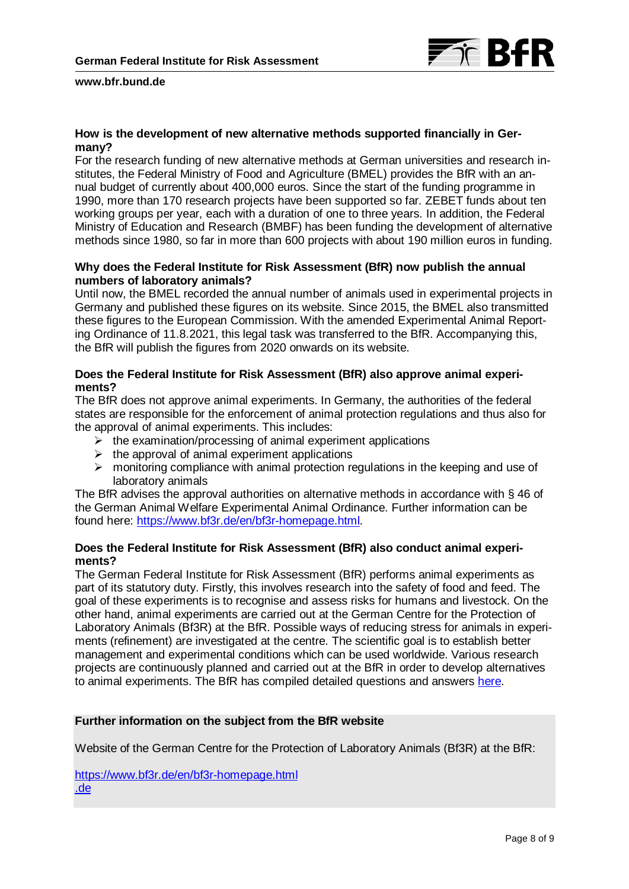**How is the development of new alternative methods supported financially in Germany?**

For the research funding of new alternative methods at German universities and research institutes, the Federal Ministry of Food and Agriculture (BMEL) provides the BfR with an annual budget of currently about 400,000 euros. Since the start of the funding programme in 1990, more than 170 research projects have been supported so far. ZEBET funds about ten working groups per year, each with a duration of one to three years. In addition, the Federal Ministry of Education and Research (BMBF) has been funding the development of alternative methods since 1980, so far in more than 600 projects with about 190 million euros in funding.

**Why does the Federal Institute for Risk Assessment (BfR) now publish the annual numbers of laboratory animals?**

Until now, the BMEL recorded the annual number of animals used in experimental projects in Germany and published these figures on its website. Since 2015, the BMEL also transmitted these figures to the European Commission. With the amended Experimental Animal Reporting Ordinance of 11.8.2021, this legal task was transferred to the BfR. Accompanying this, the BfR will publish the figures from 2020 onwards on its website.

**Does the Federal Institute for Risk Assessment (BfR) also approve animal experiments?**

The BfR does not approve animal experiments. In Germany, the authorities of the federal states are responsible for the enforcement of animal protection regulations and thus also for the approval of animal experiments. This includes:

- the examination/processing of animal experiment applications
- the approval of animal experiment applications
- monitoring compliance with animal protection regulations in the keeping and use of laboratory animals

The BfR advises the approval authorities on alternative methods in accordance with § 46 of the German Animal Welfare Experimental Animal Ordinance. Further information can be found here: https://www.bf3r.de/en/bf3r-homepage.html.

**Does the Federal Institute for Risk Assessment (BfR) also conduct animal experiments?**

The German Federal Institute for Risk Assessment (BfR) performs animal experiments as part of its statutory duty. Firstly, this involves research into the safety of food and feed. The goal of these experiments is to recognise and assess risks for humans and livestock. On the other hand, animal experiments are carried out at the German Centre for the Protection of Laboratory Animals (Bf3R) at the BfR. Possible ways of reducing stress for animals in experiments (refinement) are investigated at the centre. The scientific goal is to establish better management and experimental conditions which can be used worldwide. Various research projects are continuously planned and carried out at the BfR in order to develop alternatives to animal experiments. The BfR has compiled detailed questions and answers here.

**Further information on the subject from the BfR website**

Website of the German Centre for the Protection of Laboratory Animals (Bf3R) at the BfR:

https://www.bf3r.de/en/bf3r-homepage.html
.de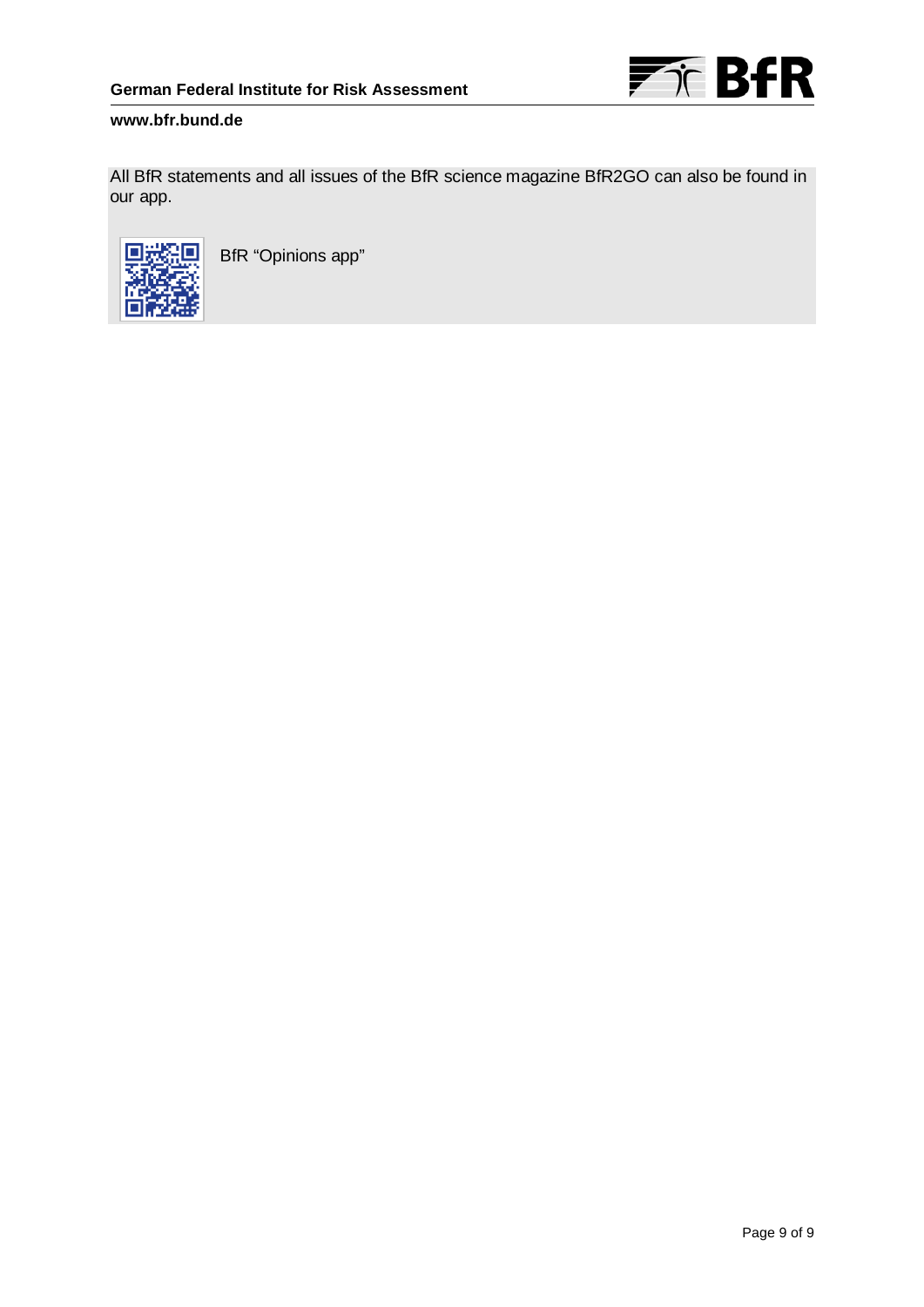All BfR statements and all issues of the BfR science magazine BfR2GO can also be found in our app.

BfR “Opinions app”